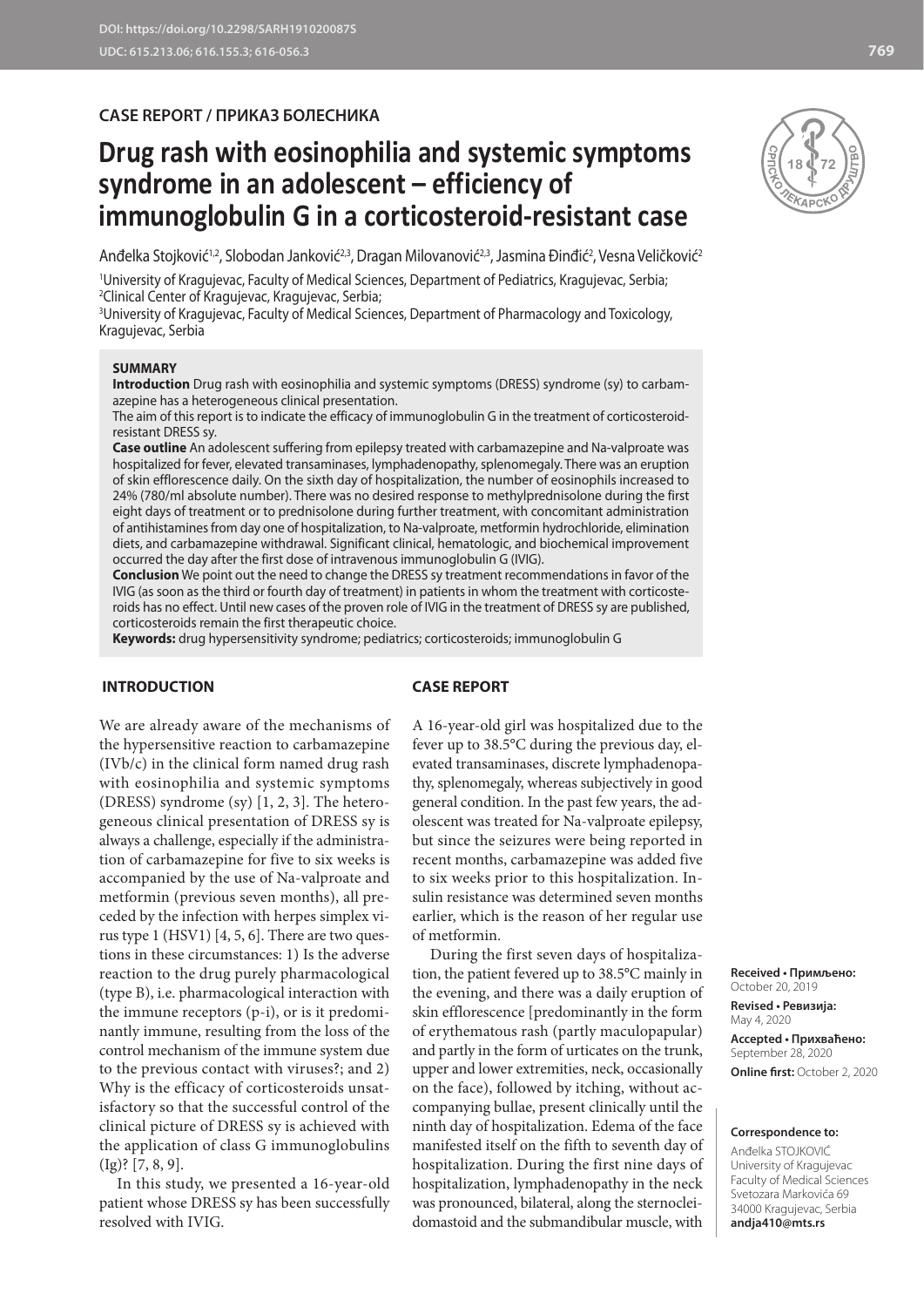CASE REPORT / ПРИКАЗ БОЛЕСНИКА

# Drug rash with eosinophilia and systemic symptoms syndrome in an adolescent – efficiency of immunoglobulin G in a corticosteroid-resistant case

Anđelka Stojković[1,2], Slobodan Janković[2,3], Dragan Milovanović[2,3], Jasmina Đinđić[2], Vesna Veličković[2]

[1]University of Kragujevac, Faculty of Medical Sciences, Department of Pediatrics, Kragujevac, Serbia;
[2]Clinical Center of Kragujevac, Kragujevac, Serbia;
[3]University of Kragujevac, Faculty of Medical Sciences, Department of Pharmacology and Toxicology, Kragujevac, Serbia

**SUMMARY**

**Introduction** Drug rash with eosinophilia and systemic symptoms (DRESS) syndrome (sy) to carbamazepine has a heterogeneous clinical presentation.

The aim of this report is to indicate the efficacy of immunoglobulin G in the treatment of corticosteroid-resistant DRESS sy.

**Case outline** An adolescent suffering from epilepsy treated with carbamazepine and Na-valproate was hospitalized for fever, elevated transaminases, lymphadenopathy, splenomegaly. There was an eruption of skin efflorescence daily. On the sixth day of hospitalization, the number of eosinophils increased to 24% (780/ml absolute number). There was no desired response to methylprednisolone during the first eight days of treatment or to prednisolone during further treatment, with concomitant administration of antihistamines from day one of hospitalization, to Na-valproate, metformin hydrochloride, elimination diets, and carbamazepine withdrawal. Significant clinical, hematologic, and biochemical improvement occurred the day after the first dose of intravenous immunoglobulin G (IVIG).

**Conclusion** We point out the need to change the DRESS sy treatment recommendations in favor of the IVIG (as soon as the third or fourth day of treatment) in patients in whom the treatment with corticosteroids has no effect. Until new cases of the proven role of IVIG in the treatment of DRESS sy are published, corticosteroids remain the first therapeutic choice.

**Keywords:** drug hypersensitivity syndrome; pediatrics; corticosteroids; immunoglobulin G

## INTRODUCTION

We are already aware of the mechanisms of the hypersensitive reaction to carbamazepine (IVb/c) in the clinical form named drug rash with eosinophilia and systemic symptoms (DRESS) syndrome (sy) [1, 2, 3]. The heterogeneous clinical presentation of DRESS sy is always a challenge, especially if the administration of carbamazepine for five to six weeks is accompanied by the use of Na-valproate and metformin (previous seven months), all preceded by the infection with herpes simplex virus type 1 (HSV1) [4, 5, 6]. There are two questions in these circumstances: 1) Is the adverse reaction to the drug purely pharmacological (type B), i.e. pharmacological interaction with the immune receptors (p-i), or is it predominantly immune, resulting from the loss of the control mechanism of the immune system due to the previous contact with viruses?; and 2) Why is the efficacy of corticosteroids unsatisfactory so that the successful control of the clinical picture of DRESS sy is achieved with the application of class G immunoglobulins (Ig)? [7, 8, 9].

In this study, we presented a 16-year-old patient whose DRESS sy has been successfully resolved with IVIG.

## CASE REPORT

A 16-year-old girl was hospitalized due to the fever up to 38.5°C during the previous day, elevated transaminases, discrete lymphadenopathy, splenomegaly, whereas subjectively in good general condition. In the past few years, the adolescent was treated for Na-valproate epilepsy, but since the seizures were being reported in recent months, carbamazepine was added five to six weeks prior to this hospitalization. Insulin resistance was determined seven months earlier, which is the reason of her regular use of metformin.

During the first seven days of hospitalization, the patient fevered up to 38.5°C mainly in the evening, and there was a daily eruption of skin efflorescence [predominantly in the form of erythematous rash (partly maculopapular) and partly in the form of urticates on the trunk, upper and lower extremities, neck, occasionally on the face), followed by itching, without accompanying bullae, present clinically until the ninth day of hospitalization. Edema of the face manifested itself on the fifth to seventh day of hospitalization. During the first nine days of hospitalization, lymphadenopathy in the neck was pronounced, bilateral, along the sternocleidomastoid and the submandibular muscle, with

**Received • Примљено:** October 20, 2019
**Revised • Ревизија:** May 4, 2020
**Accepted • Прихваћено:** September 28, 2020
**Online first:** October 2, 2020

**Correspondence to:**
Anđelka STOJKOVIĆ
University of Kragujevac
Faculty of Medical Sciences
Svetozara Markovića 69
34000 Kragujevac, Serbia
**andja410@mts.rs**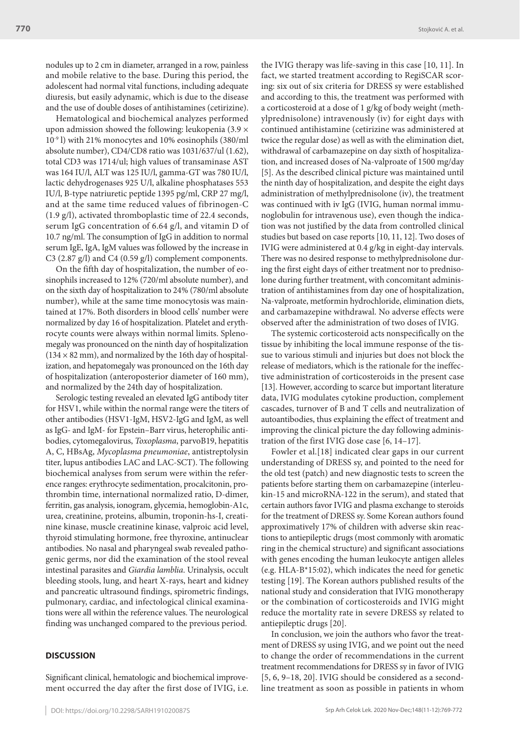nodules up to 2 cm in diameter, arranged in a row, painless and mobile relative to the base. During this period, the adolescent had normal vital functions, including adequate diuresis, but easily adynamic, which is due to the disease and the use of double doses of antihistamines (cetirizine).

Hematological and biochemical analyzes performed upon admission showed the following: leukopenia ($3.9 \times 10^{-9}$ l) with 21% monocytes and 10% eosinophils (380/ml absolute number), CD4/CD8 ratio was 1031/637/ul (1.62), total CD3 was 1714/ul; high values of transaminase AST was 164 IU/l, ALT was 125 IU/l, gamma-GT was 780 IU/l, lactic dehydrogenases 925 U/l, alkaline phosphatases 553 IU/l, B-type natriuretic peptide 1395 pg/ml, CRP 27 mg/l, and at the same time reduced values of fibrinogen-C (1.9 g/l), activated thromboplastic time of 22.4 seconds, serum IgG concentration of 6.64 g/l, and vitamin D of 10.7 ng/ml. The consumption of IgG in addition to normal serum IgE, IgA, IgM values was followed by the increase in C3 (2.87 g/l) and C4 (0.59 g/l) complement components.

On the fifth day of hospitalization, the number of eosinophils increased to 12% (720/ml absolute number), and on the sixth day of hospitalization to 24% (780/ml absolute number), while at the same time monocytosis was maintained at 17%. Both disorders in blood cells' number were normalized by day 16 of hospitalization. Platelet and erythrocyte counts were always within normal limits. Splenomegaly was pronounced on the ninth day of hospitalization ($134 \times 82$ mm), and normalized by the 16th day of hospitalization, and hepatomegaly was pronounced on the 16th day of hospitalization (anteroposterior diameter of 160 mm), and normalized by the 24th day of hospitalization.

Serologic testing revealed an elevated IgG antibody titer for HSV1, while within the normal range were the titers of other antibodies (HSV1-IgM, HSV2-IgG and IgM, as well as IgG- and IgM- for Epstein–Barr virus, heterophilic antibodies, cytomegalovirus, *Toxoplasma*, parvoB19, hepatitis A, C, HBsAg, *Mycoplasma pneumoniae*, antistreptolysin titer, lupus antibodies LAC and LAC-SCT). The following biochemical analyses from serum were within the reference ranges: erythrocyte sedimentation, procalcitonin, prothrombin time, international normalized ratio, D-dimer, ferritin, gas analysis, ionogram, glycemia, hemoglobin-A1c, urea, creatinine, proteins, albumin, troponin-hs-I, creatinine kinase, muscle creatinine kinase, valproic acid level, thyroid stimulating hormone, free thyroxine, antinuclear antibodies. No nasal and pharyngeal swab revealed pathogenic germs, nor did the examination of the stool reveal intestinal parasites and *Giardia lamblia*. Urinalysis, occult bleeding stools, lung, and heart X-rays, heart and kidney and pancreatic ultrasound findings, spirometric findings, pulmonary, cardiac, and infectological clinical examinations were all within the reference values. The neurological finding was unchanged compared to the previous period.

## DISCUSSION

Significant clinical, hematologic and biochemical improvement occurred the day after the first dose of IVIG, i.e. the IVIG therapy was life-saving in this case [10, 11]. In fact, we started treatment according to RegiSCAR scoring: six out of six criteria for DRESS sy were established and according to this, the treatment was performed with a corticosteroid at a dose of 1 g/kg of body weight (methylprednisolone) intravenously (iv) for eight days with continued antihistamine (cetirizine was administered at twice the regular dose) as well as with the elimination diet, withdrawal of carbamazepine on day sixth of hospitalization, and increased doses of Na-valproate of 1500 mg/day [5]. As the described clinical picture was maintained until the ninth day of hospitalization, and despite the eight days administration of methylprednisolone (iv), the treatment was continued with iv IgG (IVIG, human normal immunoglobulin for intravenous use), even though the indication was not justified by the data from controlled clinical studies but based on case reports [10, 11, 12]. Two doses of IVIG were administered at 0.4 g/kg in eight-day intervals. There was no desired response to methylprednisolone during the first eight days of either treatment nor to prednisolone during further treatment, with concomitant administration of antihistamines from day one of hospitalization, Na-valproate, metformin hydrochloride, elimination diets, and carbamazepine withdrawal. No adverse effects were observed after the administration of two doses of IVIG.

The systemic corticosteroid acts nonspecifically on the tissue by inhibiting the local immune response of the tissue to various stimuli and injuries but does not block the release of mediators, which is the rationale for the ineffective administration of corticosteroids in the present case [13]. However, according to scarce but important literature data, IVIG modulates cytokine production, complement cascades, turnover of B and T cells and neutralization of autoantibodies, thus explaining the effect of treatment and improving the clinical picture the day following administration of the first IVIG dose case [6, 14–17].

Fowler et al.[18] indicated clear gaps in our current understanding of DRESS sy, and pointed to the need for the old test (patch) and new diagnostic tests to screen the patients before starting them on carbamazepine (interleukin-15 and microRNA-122 in the serum), and stated that certain authors favor IVIG and plasma exchange to steroids for the treatment of DRESS sy. Some Korean authors found approximately 17% of children with adverse skin reactions to antiepileptic drugs (most commonly with aromatic ring in the chemical structure) and significant associations with genes encoding the human leukocyte antigen alleles (e.g. HLA-B*15:02), which indicates the need for genetic testing [19]. The Korean authors published results of the national study and consideration that IVIG monotherapy or the combination of corticosteroids and IVIG might reduce the mortality rate in severe DRESS sy related to antiepileptic drugs [20].

In conclusion, we join the authors who favor the treatment of DRESS sy using IVIG, and we point out the need to change the order of recommendations in the current treatment recommendations for DRESS sy in favor of IVIG [5, 6, 9–18, 20]. IVIG should be considered as a second-line treatment as soon as possible in patients in whom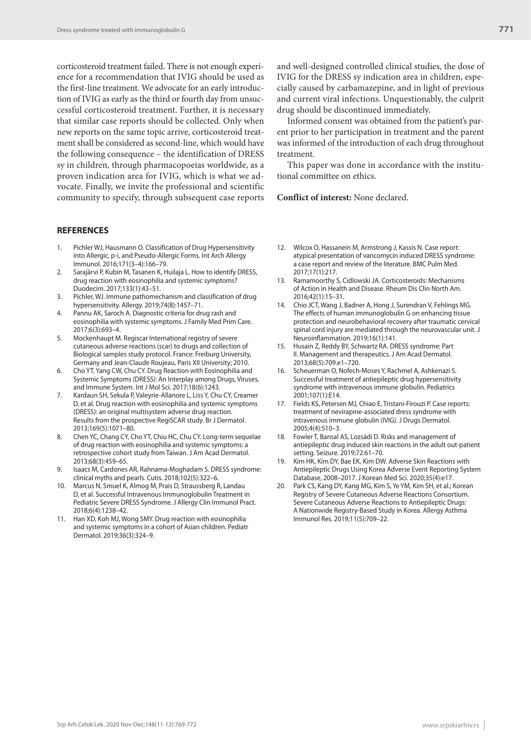corticosteroid treatment failed. There is not enough experience for a recommendation that IVIG should be used as the first-line treatment. We advocate for an early introduction of IVIG as early as the third or fourth day from unsuccessful corticosteroid treatment. Further, it is necessary that similar case reports should be collected. Only when new reports on the same topic arrive, corticosteroid treatment shall be considered as second-line, which would have the following consequence – the identification of DRESS sy in children, through pharmacopoeias worldwide, as a proven indication area for IVIG, which is what we advocate. Finally, we invite the professional and scientific community to specify, through subsequent case reports and well-designed controlled clinical studies, the dose of IVIG for the DRESS sy indication area in children, especially caused by carbamazepine, and in light of previous and current viral infections. Unquestionably, the culprit drug should be discontinued immediately.

Informed consent was obtained from the patient's parent prior to her participation in treatment and the parent was informed of the introduction of each drug throughout treatment.

This paper was done in accordance with the institutional committee on ethics.

**Conflict of interest:** None declared.

## REFERENCES

1. Pichler WJ, Hausmann O. Classification of Drug Hypersensitivity into Allergic, p-i, and Pseudo-Allergic Forms. Int Arch Allergy Immunol. 2016;171(3–4):166–79.
2. Sarajärvi P, Kubin M, Tasanen K, Huilaja L. How to identify DRESS, drug reaction with eosinophilia and systemic symptoms? Duodecim. 2017;133(1):43–51.
3. Pichler, WJ. Immune pathomechanism and classification of drug hypersensitivity. Allergy. 2019;74(8):1457–71.
4. Pannu AK, Saroch A. Diagnostic criteria for drug rash and eosinophilia with systemic symptoms. J Family Med Prim Care. 2017;6(3):693–4.
5. Mockenhaupt M. Regiscar International registry of severe cutaneous adverse reactions (scar) to drugs and collection of Biological samples study protocol. France: Freiburg University, Germany and Jean-Claude Roujeau, Paris XII University; 2010.
6. Cho YT, Yang CW, Chu CY. Drug Reaction with Eosinophilia and Systemic Symptoms (DRESS): An Interplay among Drugs, Viruses, and Immune System. Int J Mol Sci. 2017;18(6):1243.
7. Kardaun SH, Sekula P, Valeyrie-Allanore L, Liss Y, Chu CY, Creamer D, et al. Drug reaction with eosinophilia and systemic symptoms (DRESS): an original multisystem adverse drug reaction. Results from the prospective RegiSCAR study. Br J Dermatol. 2013;169(5):1071–80.
8. Chen YC, Chang CY, Cho YT, Chiu HC, Chu CY. Long-term sequelae of drug reaction with eosinophilia and systemic symptoms: a retrospective cohort study from Taiwan. J Am Acad Dermatol. 2013;68(3):459–65.
9. Isaacs M, Cardones AR, Rahnama-Moghadam S. DRESS syndrome: clinical myths and pearls. Cutis. 2018;102(5):322–6.
10. Marcus N, Smuel K, Almog M, Prais D, Straussberg R, Landau D, et al. Successful Intravenous Immunoglobulin Treatment in Pediatric Severe DRESS Syndrome. J Allergy Clin Immunol Pract. 2018;6(4):1238–42.
11. Han XD, Koh MJ, Wong SMY. Drug reaction with eosinophilia and systemic symptoms in a cohort of Asian children. Pediatr Dermatol. 2019;36(3):324–9.
12. Wilcox O, Hassanein M, Armstrong J, Kassis N. Case report: atypical presentation of vancomycin induced DRESS syndrome: a case report and review of the literature. BMC Pulm Med. 2017;17(1):217.
13. Ramamoorthy S, Cidlowski JA. Corticosteroids: Mechanisms of Action in Health and Disease. Rheum Dis Clin North Am. 2016;42(1):15–31.
14. Chio JCT, Wang J, Badner A, Hong J, Surendran V, Fehlings MG. The effects of human immunoglobulin G on enhancing tissue protection and neurobehavioral recovery after traumatic cervical spinal cord injury are mediated through the neurovascular unit. J Neuroinflammation. 2019;16(1):141.
15. Husain Z, Reddy BY, Schwartz RA. DRESS syndrome: Part II. Management and therapeutics. J Am Acad Dermatol. 2013;68(5):709.e1–720.
16. Scheuerman O, Nofech-Moses Y, Rachmel A, Ashkenazi S. Successful treatment of antiepileptic drug hypersensitivity syndrome with intravenous immune globulin. Pediatrics 2001;107(1):E14.
17. Fields KS, Petersen MJ, Chiao E, Tristani-Firouzi P. Case reports: treatment of nevirapine-associated dress syndrome with intravenous immune globulin (IVIG). J Drugs Dermatol. 2005;4(4):510–3.
18. Fowler T, Bansal AS, Lozsádi D. Risks and management of antiepileptic drug induced skin reactions in the adult out-patient setting. Seizure. 2019;72:61–70.
19. Kim HK, Kim DY, Bae EK, Kim DW. Adverse Skin Reactions with Antiepileptic Drugs Using Korea Adverse Event Reporting System Database, 2008–2017. J Korean Med Sci. 2020;35(4):e17.
20. Park CS, Kang DY, Kang MG, Kim S, Ye YM, Kim SH, et al.; Korean Registry of Severe Cutaneous Adverse Reactions Consortium. Severe Cutaneous Adverse Reactions to Antiepileptic Drugs: A Nationwide Registry-Based Study in Korea. Allergy Asthma Immunol Res. 2019;11(5):709–22.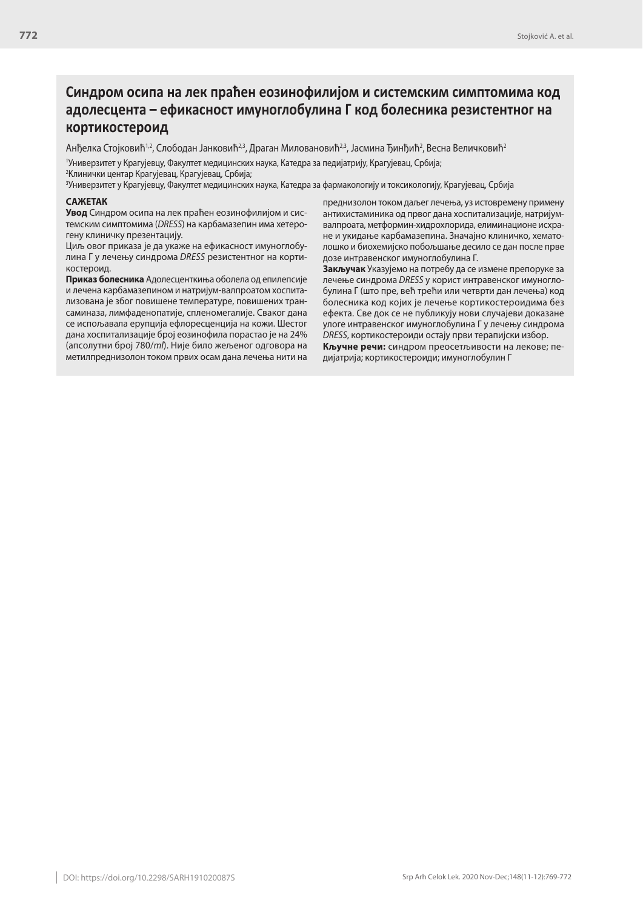# Синдром осипа на лек праћен еозинофилијом и системским симптомима код адолесцента – ефикасност имуноглобулина Г код болесника резистентног на кортикостероид

Анђелка Стојковић[1,2], Слободан Јанковић[2,3], Драган Миловановић[2,3], Јасмина Ђинђић[2], Весна Величковић[2]

[1]Универзитет у Крагујевцу, Факултет медицинских наука, Катедра за педијатрију, Крагујевац, Србија;
[2]Клинички центар Крагујевац, Крагујевац, Србија;
[3]Универзитет у Крагујевцу, Факултет медицинских наука, Катедра за фармакологију и токсикологију, Крагујевац, Србија

## САЖЕТАК

**Увод** Синдром осипа на лек праћен еозинофилијом и системским симптомима (*DRESS*) на карбамазепин има хетерогену клиничку презентацију.

Циљ овог приказа је да укаже на ефикасност имуноглобулина Г у лечењу синдрома *DRESS* резистентног на кортикостероид.

**Приказ болесника** Адолесценткиња оболела од епилепсије и лечена карбамазепином и натријум-валпроатом хоспитализована је због повишене температуре, повишених трансаминаза, лимфаденопатије, спленомегалије. Сваког дана се испољавала ерупција ефлоресценција на кожи. Шестог дана хоспитализације број еозинофила порастао је на 24% (апсолутни број 780/*ml*). Није било жељеног одговора на метилпреднизолон током првих осам дана лечења нити на преднизолон током даљег лечења, уз истовремену примену антихистаминика од првог дана хоспитализације, натријум-валпроата, метформин-хидрохлорида, елиминационе исхране и укидање карбамазепина. Значајно клиничко, хематолошко и биохемијско побољшање десило се дан после прве дозе интравенског имуноглобулина Г.

**Закључак** Указујемо на потребу да се измене препоруке за лечење синдрома *DRESS* у корист интравенског имуноглобулина Г (што пре, већ трећи или четврти дан лечења) код болесника код којих је лечење кортикостероидима без ефекта. Све док се не публикују нови случајеви доказане улоге интравенског имуноглобулина Г у лечењу синдрома *DRESS*, кортикостероиди остају први терапијски избор.

**Кључне речи:** синдром преосетљивости на лекове; педијатрија; кортикостероиди; имуноглобулин Г